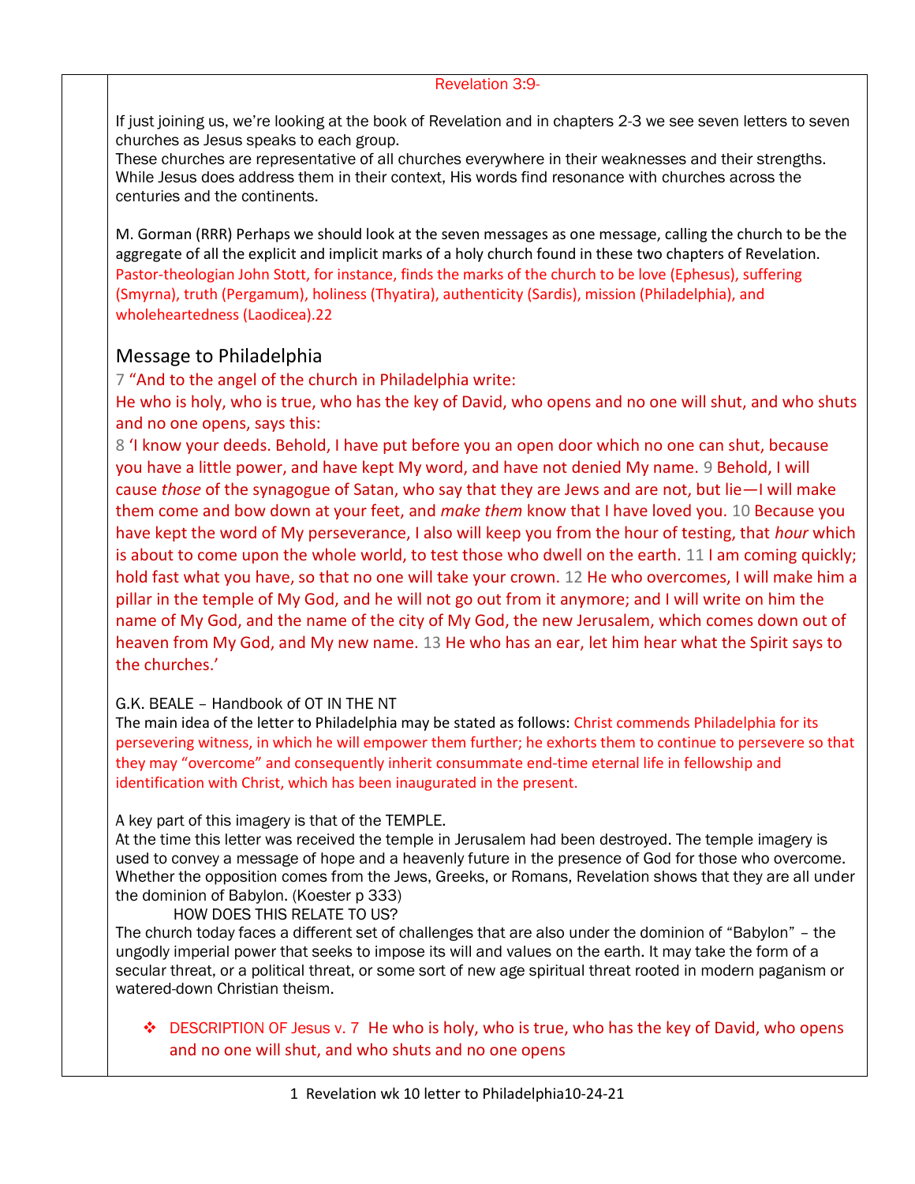Revelation 3:9-

If just joining us, we're looking at the book of Revelation and in chapters 2-3 we see seven letters to seven churches as Jesus speaks to each group.
These churches are representative of all churches everywhere in their weaknesses and their strengths. While Jesus does address them in their context, His words find resonance with churches across the centuries and the continents.

M. Gorman (RRR) Perhaps we should look at the seven messages as one message, calling the church to be the aggregate of all the explicit and implicit marks of a holy church found in these two chapters of Revelation. Pastor-theologian John Stott, for instance, finds the marks of the church to be love (Ephesus), suffering (Smyrna), truth (Pergamum), holiness (Thyatira), authenticity (Sardis), mission (Philadelphia), and wholeheartedness (Laodicea).22

## Message to Philadelphia

7 "And to the angel of the church in Philadelphia write:
He who is holy, who is true, who has the key of David, who opens and no one will shut, and who shuts and no one opens, says this:
8 'I know your deeds. Behold, I have put before you an open door which no one can shut, because you have a little power, and have kept My word, and have not denied My name. 9 Behold, I will cause *those* of the synagogue of Satan, who say that they are Jews and are not, but lie—I will make them come and bow down at your feet, and *make them* know that I have loved you. 10 Because you have kept the word of My perseverance, I also will keep you from the hour of testing, that *hour* which is about to come upon the whole world, to test those who dwell on the earth. 11 I am coming quickly; hold fast what you have, so that no one will take your crown. 12 He who overcomes, I will make him a pillar in the temple of My God, and he will not go out from it anymore; and I will write on him the name of My God, and the name of the city of My God, the new Jerusalem, which comes down out of heaven from My God, and My new name. 13 He who has an ear, let him hear what the Spirit says to the churches.'

G.K. BEALE – Handbook of OT IN THE NT
The main idea of the letter to Philadelphia may be stated as follows: Christ commends Philadelphia for its persevering witness, in which he will empower them further; he exhorts them to continue to persevere so that they may "overcome" and consequently inherit consummate end-time eternal life in fellowship and identification with Christ, which has been inaugurated in the present.

A key part of this imagery is that of the TEMPLE.
At the time this letter was received the temple in Jerusalem had been destroyed. The temple imagery is used to convey a message of hope and a heavenly future in the presence of God for those who overcome. Whether the opposition comes from the Jews, Greeks, or Romans, Revelation shows that they are all under the dominion of Babylon. (Koester p 333)

HOW DOES THIS RELATE TO US?

The church today faces a different set of challenges that are also under the dominion of "Babylon" – the ungodly imperial power that seeks to impose its will and values on the earth. It may take the form of a secular threat, or a political threat, or some sort of new age spiritual threat rooted in modern paganism or watered-down Christian theism.

- DESCRIPTION OF Jesus v. 7 He who is holy, who is true, who has the key of David, who opens and no one will shut, and who shuts and no one opens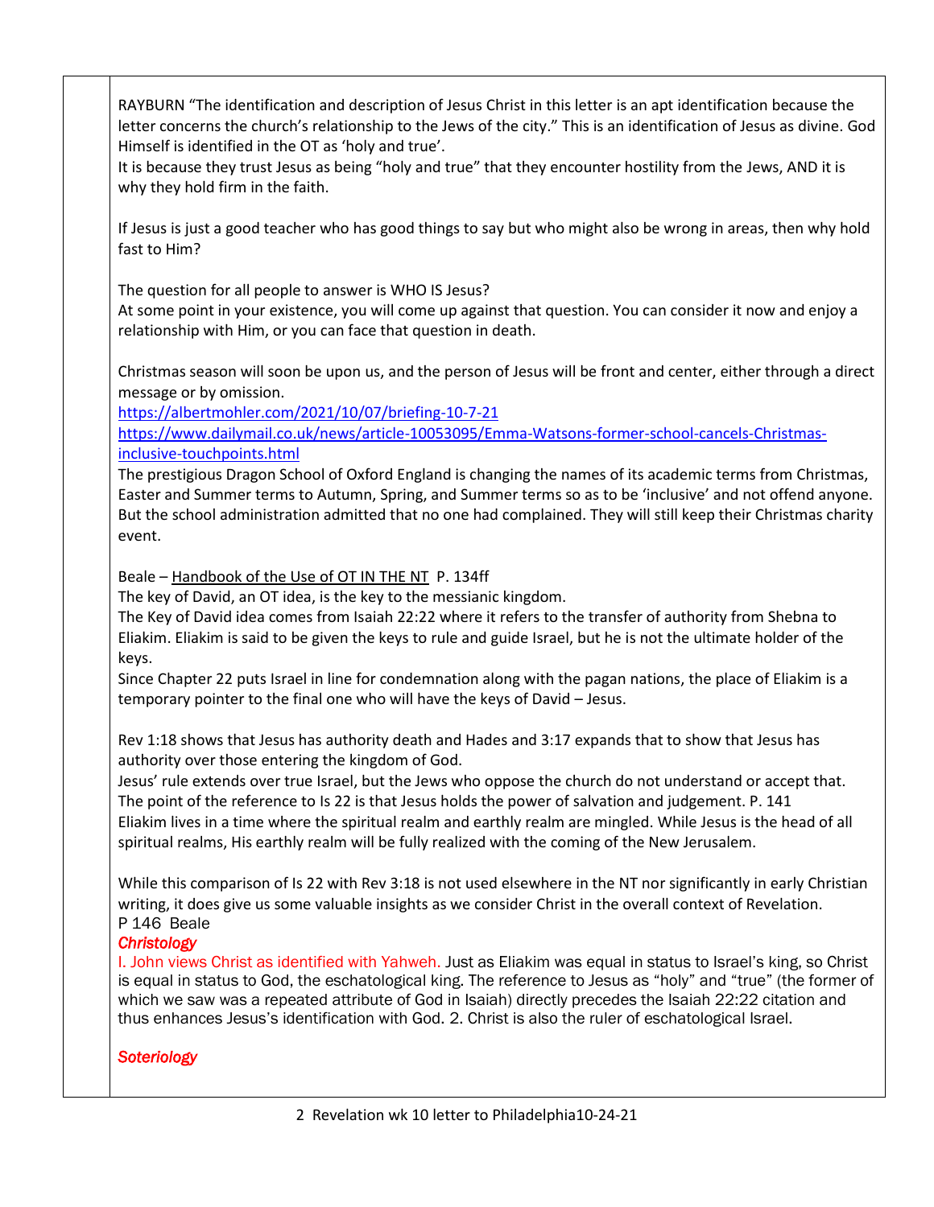RAYBURN "The identification and description of Jesus Christ in this letter is an apt identification because the letter concerns the church's relationship to the Jews of the city." This is an identification of Jesus as divine. God Himself is identified in the OT as 'holy and true'.
It is because they trust Jesus as being "holy and true" that they encounter hostility from the Jews, AND it is why they hold firm in the faith.

If Jesus is just a good teacher who has good things to say but who might also be wrong in areas, then why hold fast to Him?

The question for all people to answer is WHO IS Jesus?
At some point in your existence, you will come up against that question. You can consider it now and enjoy a relationship with Him, or you can face that question in death.

Christmas season will soon be upon us, and the person of Jesus will be front and center, either through a direct message or by omission.
https://albertmohler.com/2021/10/07/briefing-10-7-21
https://www.dailymail.co.uk/news/article-10053095/Emma-Watsons-former-school-cancels-Christmas-inclusive-touchpoints.html
The prestigious Dragon School of Oxford England is changing the names of its academic terms from Christmas, Easter and Summer terms to Autumn, Spring, and Summer terms so as to be 'inclusive' and not offend anyone. But the school administration admitted that no one had complained. They will still keep their Christmas charity event.

Beale – Handbook of the Use of OT IN THE NT P. 134ff
The key of David, an OT idea, is the key to the messianic kingdom.
The Key of David idea comes from Isaiah 22:22 where it refers to the transfer of authority from Shebna to Eliakim. Eliakim is said to be given the keys to rule and guide Israel, but he is not the ultimate holder of the keys.
Since Chapter 22 puts Israel in line for condemnation along with the pagan nations, the place of Eliakim is a temporary pointer to the final one who will have the keys of David – Jesus.

Rev 1:18 shows that Jesus has authority death and Hades and 3:17 expands that to show that Jesus has authority over those entering the kingdom of God.
Jesus' rule extends over true Israel, but the Jews who oppose the church do not understand or accept that.
The point of the reference to Is 22 is that Jesus holds the power of salvation and judgement. P. 141
Eliakim lives in a time where the spiritual realm and earthly realm are mingled. While Jesus is the head of all spiritual realms, His earthly realm will be fully realized with the coming of the New Jerusalem.

While this comparison of Is 22 with Rev 3:18 is not used elsewhere in the NT nor significantly in early Christian writing, it does give us some valuable insights as we consider Christ in the overall context of Revelation.
P 146 Beale

***Christology***

I. John views Christ as identified with Yahweh. Just as Eliakim was equal in status to Israel's king, so Christ is equal in status to God, the eschatological king. The reference to Jesus as "holy" and "true" (the former of which we saw was a repeated attribute of God in Isaiah) directly precedes the Isaiah 22:22 citation and thus enhances Jesus's identification with God. 2. Christ is also the ruler of eschatological Israel.

***Soteriology***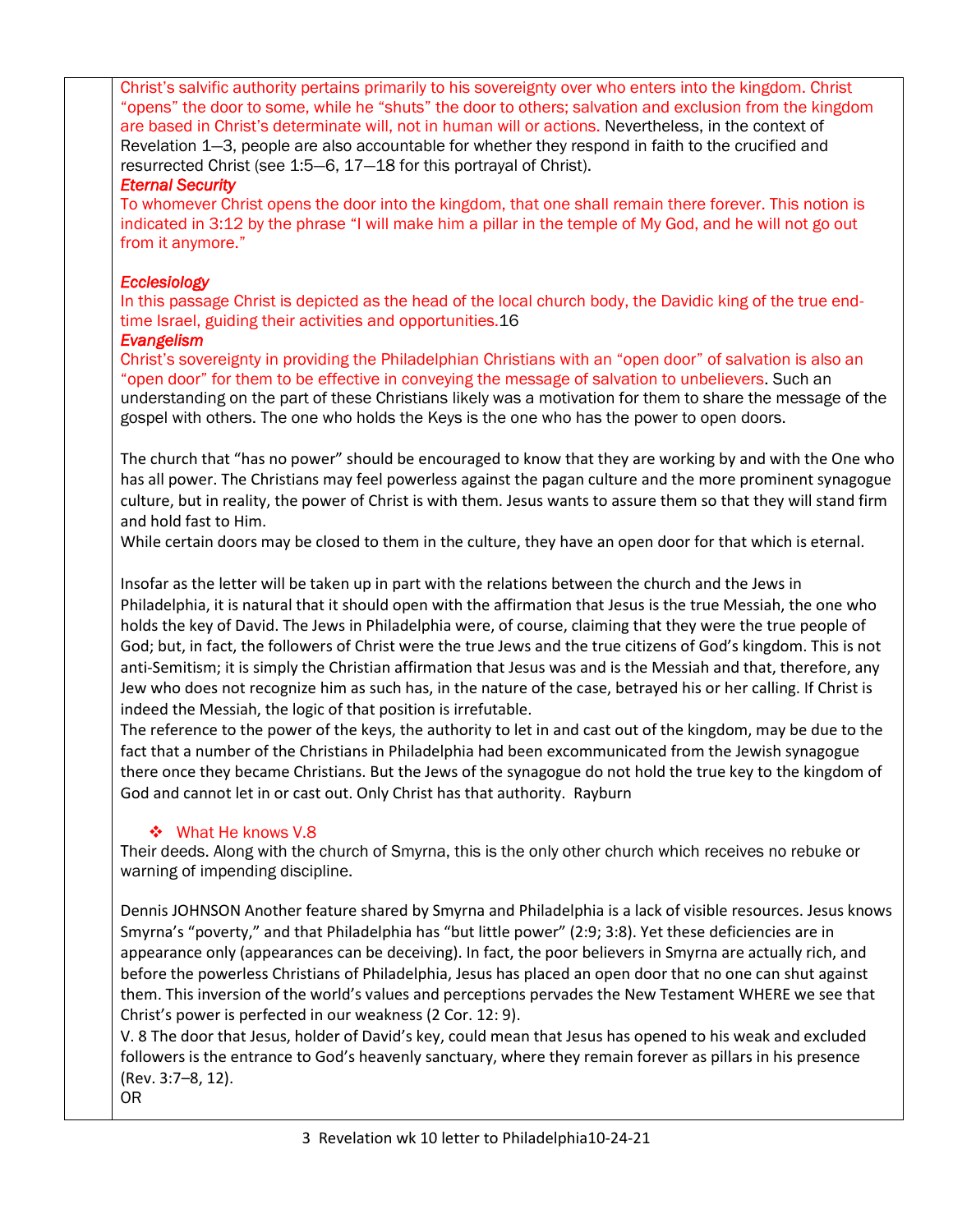Christ's salvific authority pertains primarily to his sovereignty over who enters into the kingdom. Christ "opens" the door to some, while he "shuts" the door to others; salvation and exclusion from the kingdom are based in Christ's determinate will, not in human will or actions. Nevertheless, in the context of Revelation 1—3, people are also accountable for whether they respond in faith to the crucified and resurrected Christ (see 1:5—6, 17—18 for this portrayal of Christ).

***Eternal Security***

To whomever Christ opens the door into the kingdom, that one shall remain there forever. This notion is indicated in 3:12 by the phrase "I will make him a pillar in the temple of My God, and he will not go out from it anymore."

***Ecclesiology***

In this passage Christ is depicted as the head of the local church body, the Davidic king of the true end-time Israel, guiding their activities and opportunities.16

***Evangelism***

Christ's sovereignty in providing the Philadelphian Christians with an "open door" of salvation is also an "open door" for them to be effective in conveying the message of salvation to unbelievers. Such an understanding on the part of these Christians likely was a motivation for them to share the message of the gospel with others. The one who holds the Keys is the one who has the power to open doors.

The church that "has no power" should be encouraged to know that they are working by and with the One who has all power. The Christians may feel powerless against the pagan culture and the more prominent synagogue culture, but in reality, the power of Christ is with them. Jesus wants to assure them so that they will stand firm and hold fast to Him.
While certain doors may be closed to them in the culture, they have an open door for that which is eternal.

Insofar as the letter will be taken up in part with the relations between the church and the Jews in Philadelphia, it is natural that it should open with the affirmation that Jesus is the true Messiah, the one who holds the key of David. The Jews in Philadelphia were, of course, claiming that they were the true people of God; but, in fact, the followers of Christ were the true Jews and the true citizens of God's kingdom. This is not anti-Semitism; it is simply the Christian affirmation that Jesus was and is the Messiah and that, therefore, any Jew who does not recognize him as such has, in the nature of the case, betrayed his or her calling. If Christ is indeed the Messiah, the logic of that position is irrefutable.
The reference to the power of the keys, the authority to let in and cast out of the kingdom, may be due to the fact that a number of the Christians in Philadelphia had been excommunicated from the Jewish synagogue there once they became Christians. But the Jews of the synagogue do not hold the true key to the kingdom of God and cannot let in or cast out. Only Christ has that authority. Rayburn

- What He knows V.8

Their deeds. Along with the church of Smyrna, this is the only other church which receives no rebuke or warning of impending discipline.

Dennis JOHNSON Another feature shared by Smyrna and Philadelphia is a lack of visible resources. Jesus knows Smyrna's "poverty," and that Philadelphia has "but little power" (2:9; 3:8). Yet these deficiencies are in appearance only (appearances can be deceiving). In fact, the poor believers in Smyrna are actually rich, and before the powerless Christians of Philadelphia, Jesus has placed an open door that no one can shut against them. This inversion of the world's values and perceptions pervades the New Testament WHERE we see that Christ's power is perfected in our weakness (2 Cor. 12: 9).
V. 8 The door that Jesus, holder of David's key, could mean that Jesus has opened to his weak and excluded followers is the entrance to God's heavenly sanctuary, where they remain forever as pillars in his presence (Rev. 3:7–8, 12).
OR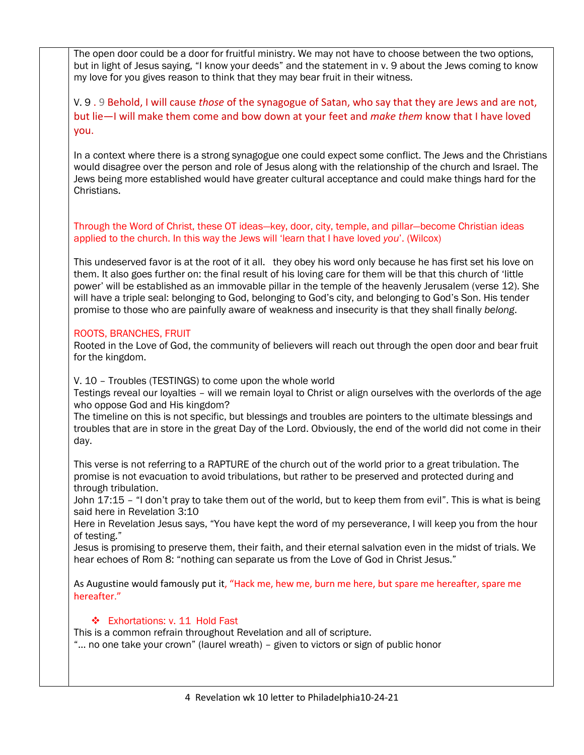The open door could be a door for fruitful ministry. We may not have to choose between the two options, but in light of Jesus saying, "I know your deeds" and the statement in v. 9 about the Jews coming to know my love for you gives reason to think that they may bear fruit in their witness.

V. 9 . 9 Behold, I will cause *those* of the synagogue of Satan, who say that they are Jews and are not, but lie—I will make them come and bow down at your feet and *make them* know that I have loved you.

In a context where there is a strong synagogue one could expect some conflict. The Jews and the Christians would disagree over the person and role of Jesus along with the relationship of the church and Israel. The Jews being more established would have greater cultural acceptance and could make things hard for the Christians.

Through the Word of Christ, these OT ideas—key, door, city, temple, and pillar—become Christian ideas applied to the church. In this way the Jews will 'learn that I have loved *you*'. (Wilcox)

This undeserved favor is at the root of it all. they obey his word only because he has first set his love on them. It also goes further on: the final result of his loving care for them will be that this church of 'little power' will be established as an immovable pillar in the temple of the heavenly Jerusalem (verse 12). She will have a triple seal: belonging to God, belonging to God's city, and belonging to God's Son. His tender promise to those who are painfully aware of weakness and insecurity is that they shall finally *belong*.

ROOTS, BRANCHES, FRUIT
Rooted in the Love of God, the community of believers will reach out through the open door and bear fruit for the kingdom.

V. 10 – Troubles (TESTINGS) to come upon the whole world
Testings reveal our loyalties – will we remain loyal to Christ or align ourselves with the overlords of the age who oppose God and His kingdom?
The timeline on this is not specific, but blessings and troubles are pointers to the ultimate blessings and troubles that are in store in the great Day of the Lord. Obviously, the end of the world did not come in their day.

This verse is not referring to a RAPTURE of the church out of the world prior to a great tribulation. The promise is not evacuation to avoid tribulations, but rather to be preserved and protected during and through tribulation.
John 17:15 – "I don't pray to take them out of the world, but to keep them from evil". This is what is being said here in Revelation 3:10
Here in Revelation Jesus says, "You have kept the word of my perseverance, I will keep you from the hour of testing."
Jesus is promising to preserve them, their faith, and their eternal salvation even in the midst of trials. We hear echoes of Rom 8: "nothing can separate us from the Love of God in Christ Jesus."

As Augustine would famously put it, "Hack me, hew me, burn me here, but spare me hereafter, spare me hereafter."

- Exhortations: v. 11 Hold Fast

This is a common refrain throughout Revelation and all of scripture.
"… no one take your crown" (laurel wreath) – given to victors or sign of public honor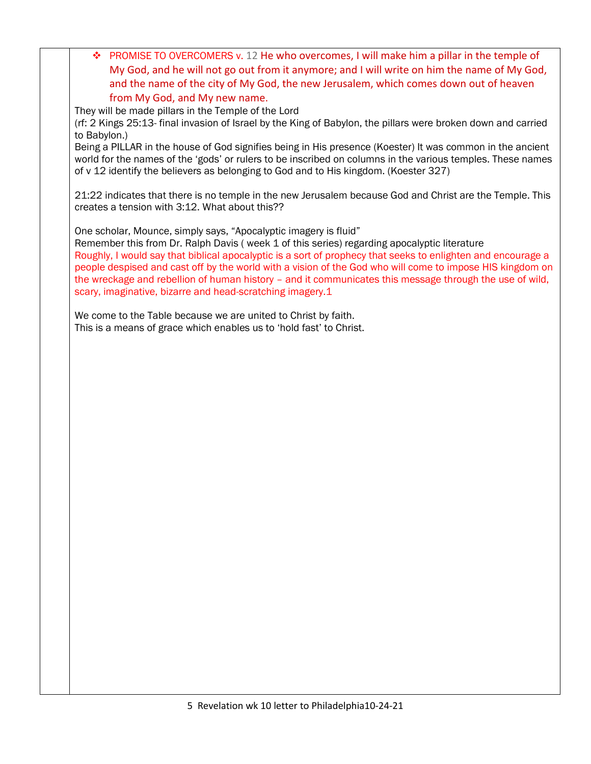- ❖ PROMISE TO OVERCOMERS v. 12 He who overcomes, I will make him a pillar in the temple of My God, and he will not go out from it anymore; and I will write on him the name of My God, and the name of the city of My God, the new Jerusalem, which comes down out of heaven from My God, and My new name.

They will be made pillars in the Temple of the Lord
(rf: 2 Kings 25:13- final invasion of Israel by the King of Babylon, the pillars were broken down and carried to Babylon.)
Being a PILLAR in the house of God signifies being in His presence (Koester) It was common in the ancient world for the names of the 'gods' or rulers to be inscribed on columns in the various temples. These names of v 12 identify the believers as belonging to God and to His kingdom. (Koester 327)

21:22 indicates that there is no temple in the new Jerusalem because God and Christ are the Temple. This creates a tension with 3:12. What about this??

One scholar, Mounce, simply says, "Apocalyptic imagery is fluid"
Remember this from Dr. Ralph Davis ( week 1 of this series) regarding apocalyptic literature
Roughly, I would say that biblical apocalyptic is a sort of prophecy that seeks to enlighten and encourage a people despised and cast off by the world with a vision of the God who will come to impose HIS kingdom on the wreckage and rebellion of human history – and it communicates this message through the use of wild, scary, imaginative, bizarre and head-scratching imagery.[1]

We come to the Table because we are united to Christ by faith.
This is a means of grace which enables us to 'hold fast' to Christ.